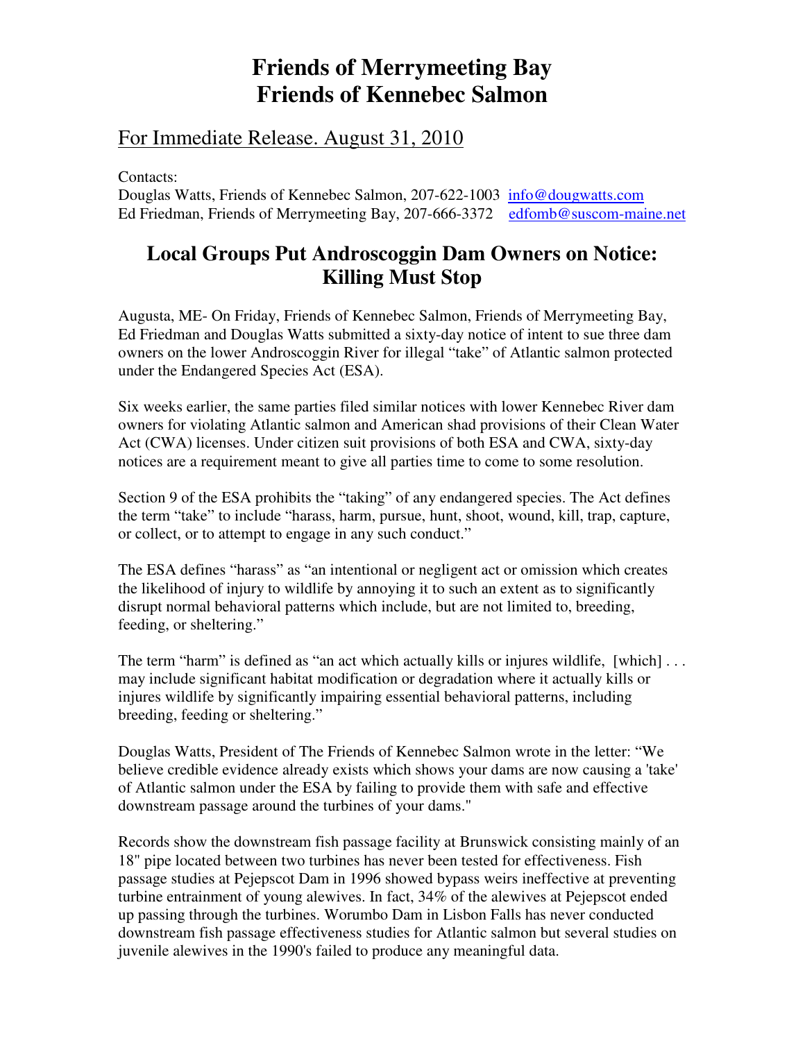# Friends of Merrymeeting Bay
# Friends of Kennebec Salmon

For Immediate Release. August 31, 2010

Contacts:
Douglas Watts, Friends of Kennebec Salmon, 207-622-1003 info@dougwatts.com
Ed Friedman, Friends of Merrymeeting Bay, 207-666-3372 edfomb@suscom-maine.net

## Local Groups Put Androscoggin Dam Owners on Notice: Killing Must Stop

Augusta, ME- On Friday, Friends of Kennebec Salmon, Friends of Merrymeeting Bay, Ed Friedman and Douglas Watts submitted a sixty-day notice of intent to sue three dam owners on the lower Androscoggin River for illegal "take" of Atlantic salmon protected under the Endangered Species Act (ESA).

Six weeks earlier, the same parties filed similar notices with lower Kennebec River dam owners for violating Atlantic salmon and American shad provisions of their Clean Water Act (CWA) licenses. Under citizen suit provisions of both ESA and CWA, sixty-day notices are a requirement meant to give all parties time to come to some resolution.

Section 9 of the ESA prohibits the "taking" of any endangered species. The Act defines the term "take" to include "harass, harm, pursue, hunt, shoot, wound, kill, trap, capture, or collect, or to attempt to engage in any such conduct."

The ESA defines "harass" as "an intentional or negligent act or omission which creates the likelihood of injury to wildlife by annoying it to such an extent as to significantly disrupt normal behavioral patterns which include, but are not limited to, breeding, feeding, or sheltering."

The term "harm" is defined as "an act which actually kills or injures wildlife, [which] . . . may include significant habitat modification or degradation where it actually kills or injures wildlife by significantly impairing essential behavioral patterns, including breeding, feeding or sheltering."

Douglas Watts, President of The Friends of Kennebec Salmon wrote in the letter: "We believe credible evidence already exists which shows your dams are now causing a 'take' of Atlantic salmon under the ESA by failing to provide them with safe and effective downstream passage around the turbines of your dams."

Records show the downstream fish passage facility at Brunswick consisting mainly of an 18" pipe located between two turbines has never been tested for effectiveness. Fish passage studies at Pejepscot Dam in 1996 showed bypass weirs ineffective at preventing turbine entrainment of young alewives. In fact, 34% of the alewives at Pejepscot ended up passing through the turbines. Worumbo Dam in Lisbon Falls has never conducted downstream fish passage effectiveness studies for Atlantic salmon but several studies on juvenile alewives in the 1990's failed to produce any meaningful data.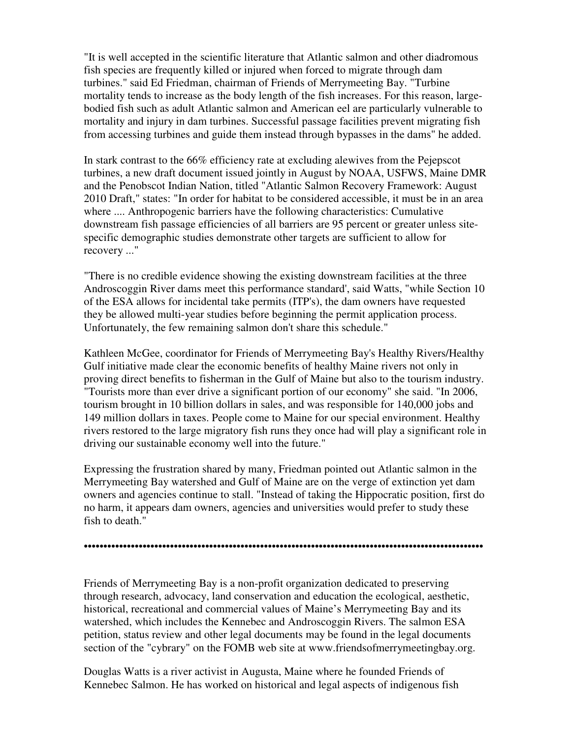"It is well accepted in the scientific literature that Atlantic salmon and other diadromous fish species are frequently killed or injured when forced to migrate through dam turbines." said Ed Friedman, chairman of Friends of Merrymeeting Bay. "Turbine mortality tends to increase as the body length of the fish increases. For this reason, large-bodied fish such as adult Atlantic salmon and American eel are particularly vulnerable to mortality and injury in dam turbines. Successful passage facilities prevent migrating fish from accessing turbines and guide them instead through bypasses in the dams" he added.

In stark contrast to the 66% efficiency rate at excluding alewives from the Pejepscot turbines, a new draft document issued jointly in August by NOAA, USFWS, Maine DMR and the Penobscot Indian Nation, titled "Atlantic Salmon Recovery Framework: August 2010 Draft," states: "In order for habitat to be considered accessible, it must be in an area where .... Anthropogenic barriers have the following characteristics: Cumulative downstream fish passage efficiencies of all barriers are 95 percent or greater unless site-specific demographic studies demonstrate other targets are sufficient to allow for recovery ..."

"There is no credible evidence showing the existing downstream facilities at the three Androscoggin River dams meet this performance standard', said Watts, "while Section 10 of the ESA allows for incidental take permits (ITP's), the dam owners have requested they be allowed multi-year studies before beginning the permit application process. Unfortunately, the few remaining salmon don't share this schedule."

Kathleen McGee, coordinator for Friends of Merrymeeting Bay's Healthy Rivers/Healthy Gulf initiative made clear the economic benefits of healthy Maine rivers not only in proving direct benefits to fisherman in the Gulf of Maine but also to the tourism industry. "Tourists more than ever drive a significant portion of our economy" she said. "In 2006, tourism brought in 10 billion dollars in sales, and was responsible for 140,000 jobs and 149 million dollars in taxes. People come to Maine for our special environment. Healthy rivers restored to the large migratory fish runs they once had will play a significant role in driving our sustainable economy well into the future."

Expressing the frustration shared by many, Friedman pointed out Atlantic salmon in the Merrymeeting Bay watershed and Gulf of Maine are on the verge of extinction yet dam owners and agencies continue to stall. "Instead of taking the Hippocratic position, first do no harm, it appears dam owners, agencies and universities would prefer to study these fish to death."

••••••••••••••••••••••••••••••••••••••••••••••••••••••••••••••••••••••••••••••••••••••••••••••••••••

Friends of Merrymeeting Bay is a non-profit organization dedicated to preserving through research, advocacy, land conservation and education the ecological, aesthetic, historical, recreational and commercial values of Maine's Merrymeeting Bay and its watershed, which includes the Kennebec and Androscoggin Rivers. The salmon ESA petition, status review and other legal documents may be found in the legal documents section of the "cybrary" on the FOMB web site at www.friendsofmerrymeetingbay.org.

Douglas Watts is a river activist in Augusta, Maine where he founded Friends of Kennebec Salmon. He has worked on historical and legal aspects of indigenous fish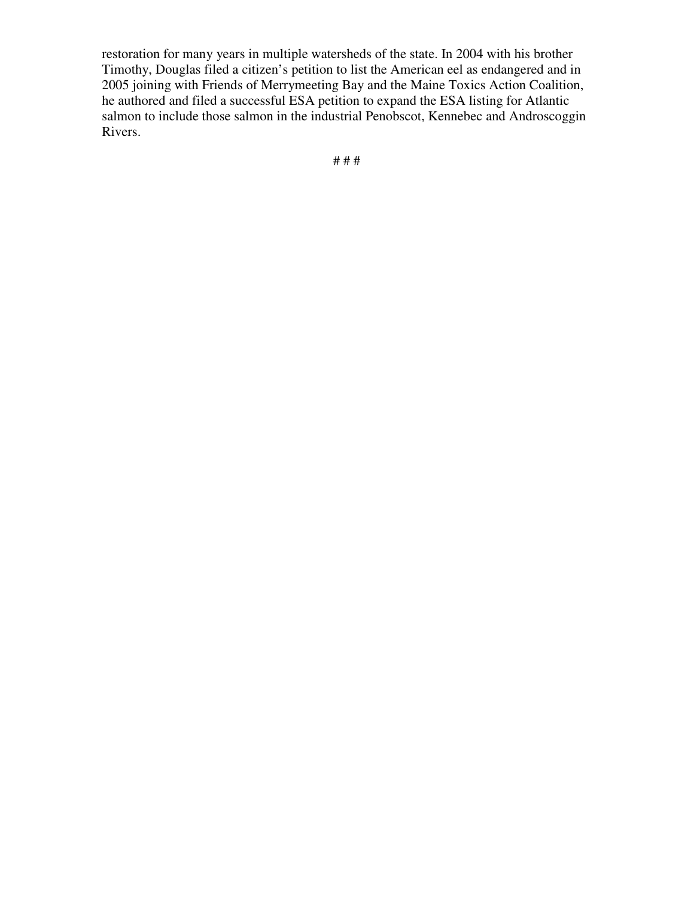restoration for many years in multiple watersheds of the state. In 2004 with his brother Timothy, Douglas filed a citizen's petition to list the American eel as endangered and in 2005 joining with Friends of Merrymeeting Bay and the Maine Toxics Action Coalition, he authored and filed a successful ESA petition to expand the ESA listing for Atlantic salmon to include those salmon in the industrial Penobscot, Kennebec and Androscoggin Rivers.

# # #